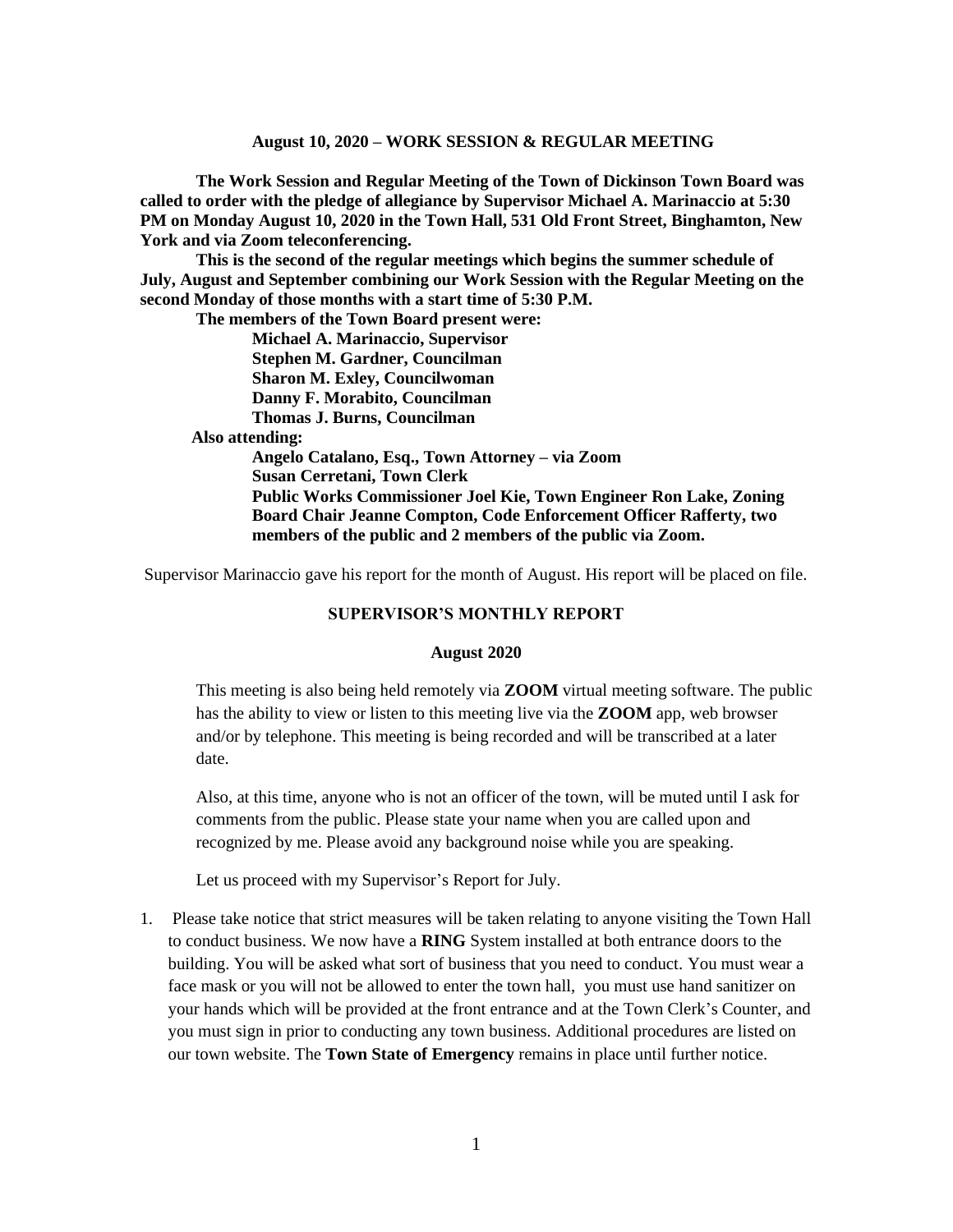**August 10, 2020 – WORK SESSION & REGULAR MEETING**

**The Work Session and Regular Meeting of the Town of Dickinson Town Board was called to order with the pledge of allegiance by Supervisor Michael A. Marinaccio at 5:30 PM on Monday August 10, 2020 in the Town Hall, 531 Old Front Street, Binghamton, New York and via Zoom teleconferencing.**

**This is the second of the regular meetings which begins the summer schedule of July, August and September combining our Work Session with the Regular Meeting on the second Monday of those months with a start time of 5:30 P.M.**

**The members of the Town Board present were:**

**Michael A. Marinaccio, Supervisor**
**Stephen M. Gardner, Councilman**
**Sharon M. Exley, Councilwoman**
**Danny F. Morabito, Councilman**
**Thomas J. Burns, Councilman**

**Also attending:**

**Angelo Catalano, Esq., Town Attorney – via Zoom**
**Susan Cerretani, Town Clerk**
**Public Works Commissioner Joel Kie, Town Engineer Ron Lake, Zoning Board Chair Jeanne Compton, Code Enforcement Officer Rafferty, two members of the public and 2 members of the public via Zoom.**

Supervisor Marinaccio gave his report for the month of August. His report will be placed on file.

**SUPERVISOR'S MONTHLY REPORT**

**August 2020**

This meeting is also being held remotely via **ZOOM** virtual meeting software. The public has the ability to view or listen to this meeting live via the **ZOOM** app, web browser and/or by telephone. This meeting is being recorded and will be transcribed at a later date.

Also, at this time, anyone who is not an officer of the town, will be muted until I ask for comments from the public. Please state your name when you are called upon and recognized by me. Please avoid any background noise while you are speaking.

Let us proceed with my Supervisor's Report for July.

1. Please take notice that strict measures will be taken relating to anyone visiting the Town Hall to conduct business. We now have a **RING** System installed at both entrance doors to the building. You will be asked what sort of business that you need to conduct. You must wear a face mask or you will not be allowed to enter the town hall, you must use hand sanitizer on your hands which will be provided at the front entrance and at the Town Clerk's Counter, and you must sign in prior to conducting any town business. Additional procedures are listed on our town website. The **Town State of Emergency** remains in place until further notice.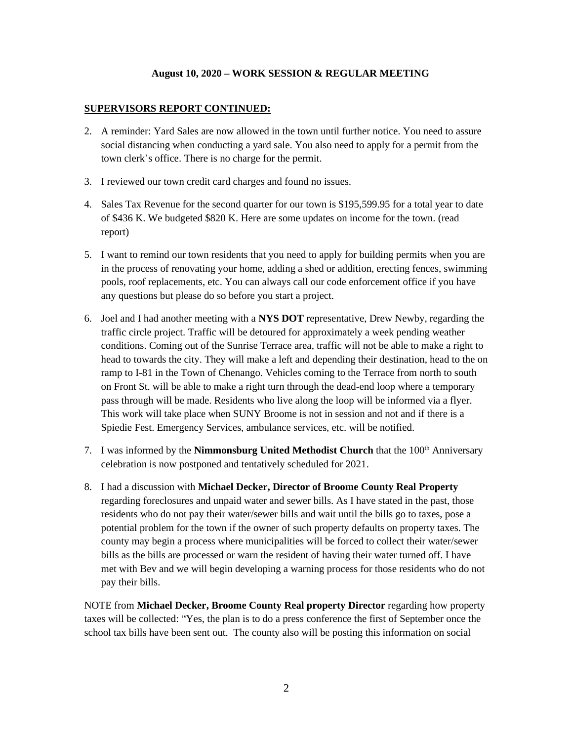**August 10, 2020 – WORK SESSION & REGULAR MEETING**

**SUPERVISORS REPORT CONTINUED:**

2. A reminder: Yard Sales are now allowed in the town until further notice. You need to assure social distancing when conducting a yard sale. You also need to apply for a permit from the town clerk's office. There is no charge for the permit.

3. I reviewed our town credit card charges and found no issues.

4. Sales Tax Revenue for the second quarter for our town is $195,599.95 for a total year to date of $436 K. We budgeted $820 K. Here are some updates on income for the town. (read report)

5. I want to remind our town residents that you need to apply for building permits when you are in the process of renovating your home, adding a shed or addition, erecting fences, swimming pools, roof replacements, etc. You can always call our code enforcement office if you have any questions but please do so before you start a project.

6. Joel and I had another meeting with a **NYS DOT** representative, Drew Newby, regarding the traffic circle project. Traffic will be detoured for approximately a week pending weather conditions. Coming out of the Sunrise Terrace area, traffic will not be able to make a right to head to towards the city. They will make a left and depending their destination, head to the on ramp to I-81 in the Town of Chenango. Vehicles coming to the Terrace from north to south on Front St. will be able to make a right turn through the dead-end loop where a temporary pass through will be made. Residents who live along the loop will be informed via a flyer. This work will take place when SUNY Broome is not in session and not and if there is a Spiedie Fest. Emergency Services, ambulance services, etc. will be notified.

7. I was informed by the **Nimmonsburg United Methodist Church** that the 100th Anniversary celebration is now postponed and tentatively scheduled for 2021.

8. I had a discussion with **Michael Decker, Director of Broome County Real Property** regarding foreclosures and unpaid water and sewer bills. As I have stated in the past, those residents who do not pay their water/sewer bills and wait until the bills go to taxes, pose a potential problem for the town if the owner of such property defaults on property taxes. The county may begin a process where municipalities will be forced to collect their water/sewer bills as the bills are processed or warn the resident of having their water turned off. I have met with Bev and we will begin developing a warning process for those residents who do not pay their bills.

NOTE from **Michael Decker, Broome County Real property Director** regarding how property taxes will be collected: "Yes, the plan is to do a press conference the first of September once the school tax bills have been sent out. The county also will be posting this information on social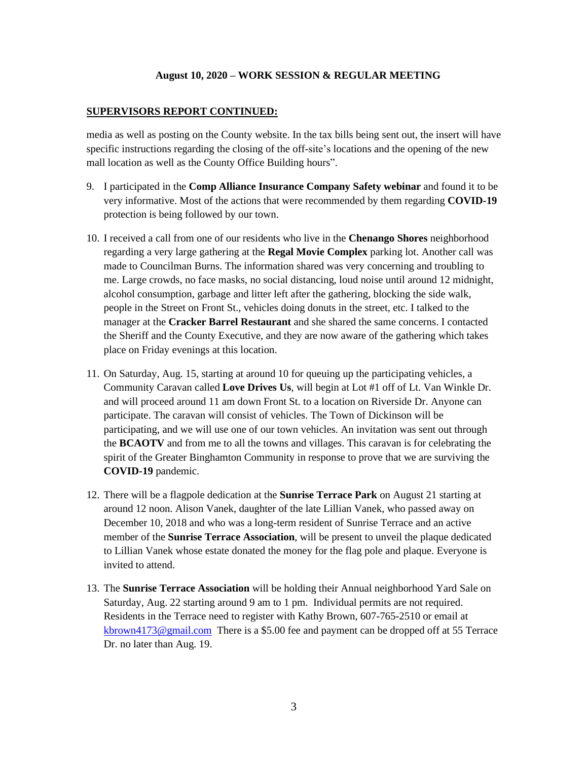**August 10, 2020 – WORK SESSION & REGULAR MEETING**

**SUPERVISORS REPORT CONTINUED:**

media as well as posting on the County website. In the tax bills being sent out, the insert will have specific instructions regarding the closing of the off-site's locations and the opening of the new mall location as well as the County Office Building hours".

9. I participated in the **Comp Alliance Insurance Company Safety webinar** and found it to be very informative. Most of the actions that were recommended by them regarding **COVID-19** protection is being followed by our town.

10. I received a call from one of our residents who live in the **Chenango Shores** neighborhood regarding a very large gathering at the **Regal Movie Complex** parking lot. Another call was made to Councilman Burns. The information shared was very concerning and troubling to me. Large crowds, no face masks, no social distancing, loud noise until around 12 midnight, alcohol consumption, garbage and litter left after the gathering, blocking the side walk, people in the Street on Front St., vehicles doing donuts in the street, etc. I talked to the manager at the **Cracker Barrel Restaurant** and she shared the same concerns. I contacted the Sheriff and the County Executive, and they are now aware of the gathering which takes place on Friday evenings at this location.

11. On Saturday, Aug. 15, starting at around 10 for queuing up the participating vehicles, a Community Caravan called **Love Drives Us**, will begin at Lot #1 off of Lt. Van Winkle Dr. and will proceed around 11 am down Front St. to a location on Riverside Dr. Anyone can participate. The caravan will consist of vehicles. The Town of Dickinson will be participating, and we will use one of our town vehicles. An invitation was sent out through the **BCAOTV** and from me to all the towns and villages. This caravan is for celebrating the spirit of the Greater Binghamton Community in response to prove that we are surviving the **COVID-19** pandemic.

12. There will be a flagpole dedication at the **Sunrise Terrace Park** on August 21 starting at around 12 noon. Alison Vanek, daughter of the late Lillian Vanek, who passed away on December 10, 2018 and who was a long-term resident of Sunrise Terrace and an active member of the **Sunrise Terrace Association**, will be present to unveil the plaque dedicated to Lillian Vanek whose estate donated the money for the flag pole and plaque. Everyone is invited to attend.

13. The **Sunrise Terrace Association** will be holding their Annual neighborhood Yard Sale on Saturday, Aug. 22 starting around 9 am to 1 pm. Individual permits are not required. Residents in the Terrace need to register with Kathy Brown, 607-765-2510 or email at kbrown4173@gmail.com There is a $5.00 fee and payment can be dropped off at 55 Terrace Dr. no later than Aug. 19.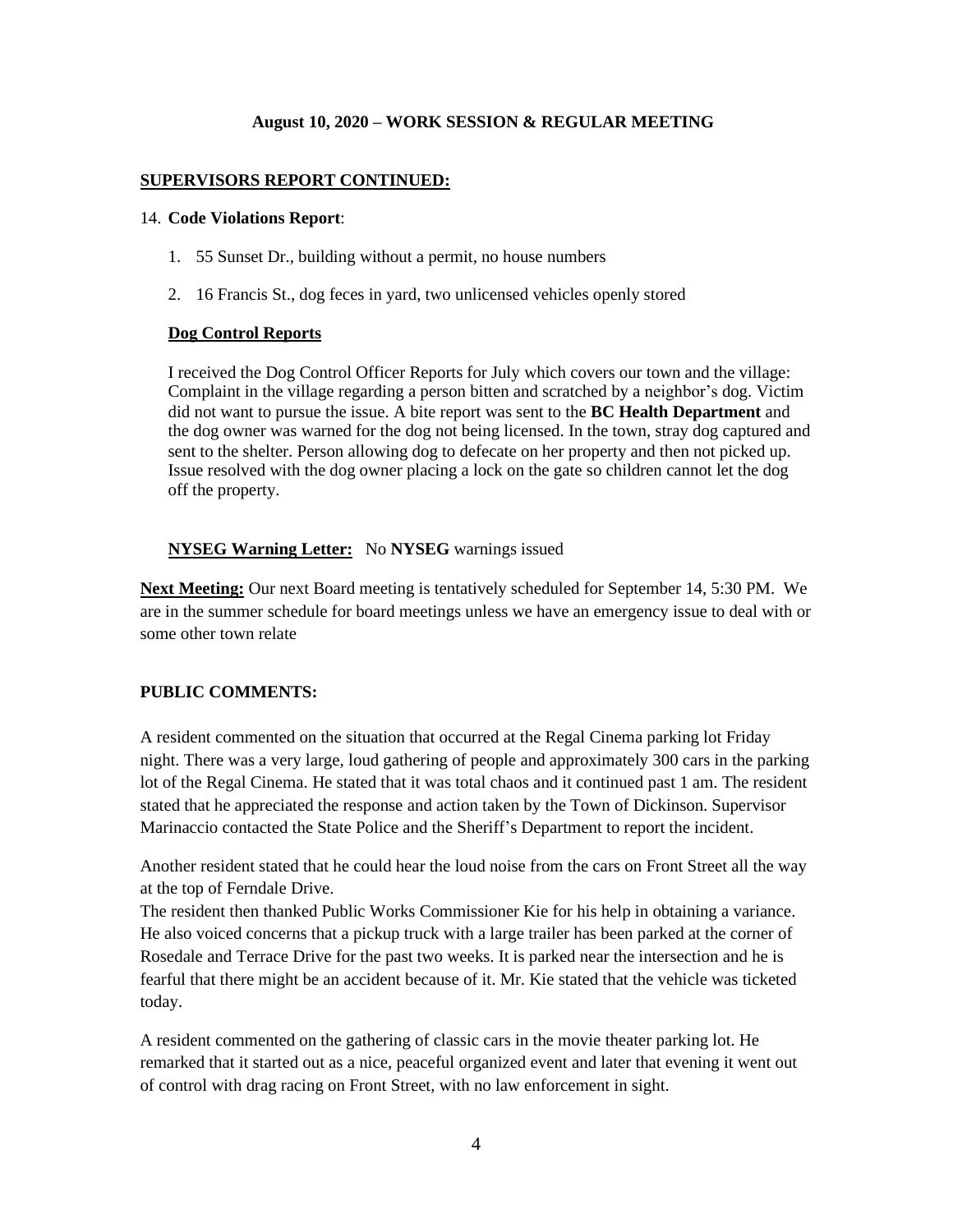**August 10, 2020 – WORK SESSION & REGULAR MEETING**

**SUPERVISORS REPORT CONTINUED:**

14. **Code Violations Report**:

    1. 55 Sunset Dr., building without a permit, no house numbers
    2. 16 Francis St., dog feces in yard, two unlicensed vehicles openly stored

**Dog Control Reports**

I received the Dog Control Officer Reports for July which covers our town and the village: Complaint in the village regarding a person bitten and scratched by a neighbor's dog. Victim did not want to pursue the issue. A bite report was sent to the **BC Health Department** and the dog owner was warned for the dog not being licensed. In the town, stray dog captured and sent to the shelter. Person allowing dog to defecate on her property and then not picked up. Issue resolved with the dog owner placing a lock on the gate so children cannot let the dog off the property.

**NYSEG Warning Letter:** No **NYSEG** warnings issued

**Next Meeting:** Our next Board meeting is tentatively scheduled for September 14, 5:30 PM. We are in the summer schedule for board meetings unless we have an emergency issue to deal with or some other town relate

**PUBLIC COMMENTS:**

A resident commented on the situation that occurred at the Regal Cinema parking lot Friday night. There was a very large, loud gathering of people and approximately 300 cars in the parking lot of the Regal Cinema. He stated that it was total chaos and it continued past 1 am. The resident stated that he appreciated the response and action taken by the Town of Dickinson. Supervisor Marinaccio contacted the State Police and the Sheriff's Department to report the incident.

Another resident stated that he could hear the loud noise from the cars on Front Street all the way at the top of Ferndale Drive.
The resident then thanked Public Works Commissioner Kie for his help in obtaining a variance. He also voiced concerns that a pickup truck with a large trailer has been parked at the corner of Rosedale and Terrace Drive for the past two weeks. It is parked near the intersection and he is fearful that there might be an accident because of it. Mr. Kie stated that the vehicle was ticketed today.

A resident commented on the gathering of classic cars in the movie theater parking lot. He remarked that it started out as a nice, peaceful organized event and later that evening it went out of control with drag racing on Front Street, with no law enforcement in sight.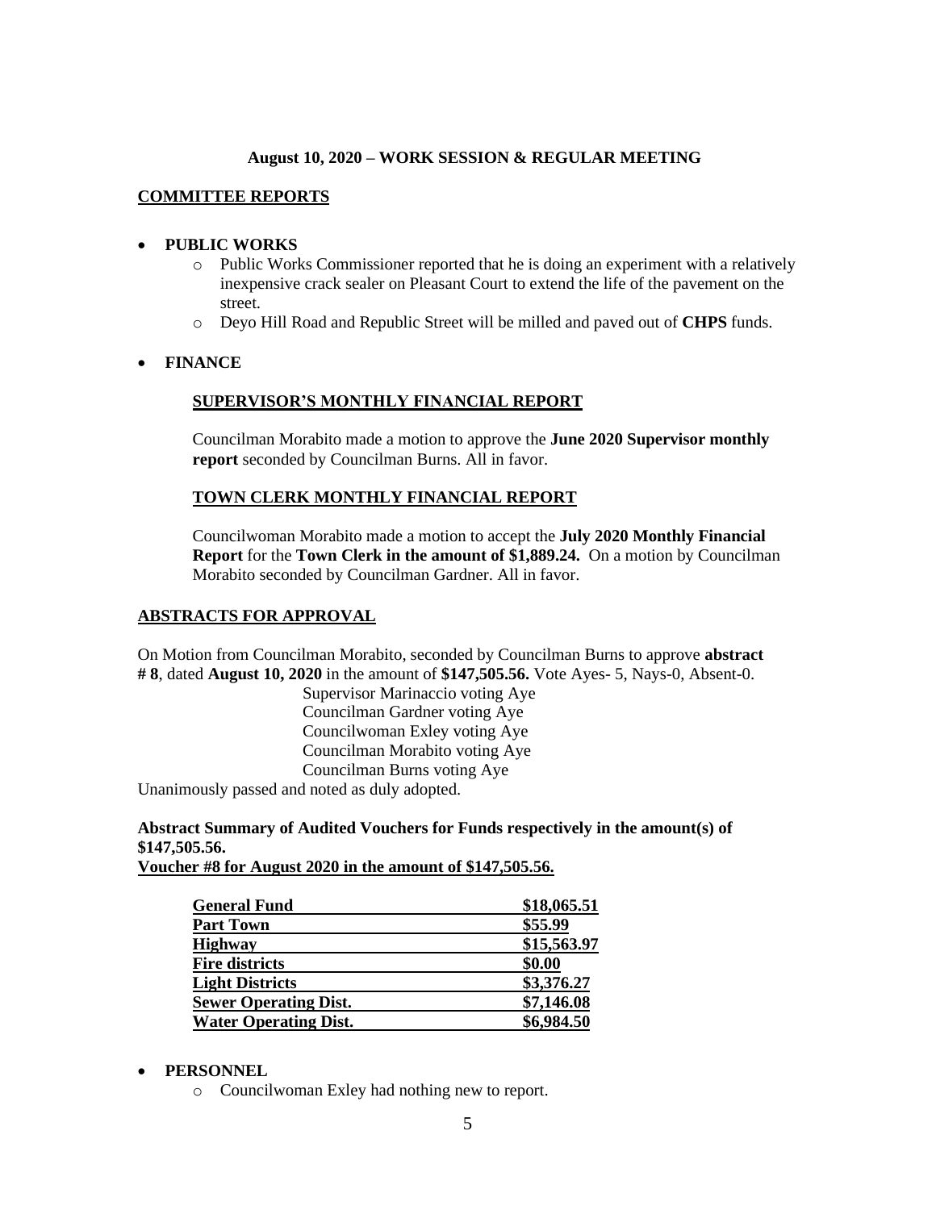**August 10, 2020 – WORK SESSION & REGULAR MEETING**

**COMMITTEE REPORTS**

- **PUBLIC WORKS**
  - Public Works Commissioner reported that he is doing an experiment with a relatively inexpensive crack sealer on Pleasant Court to extend the life of the pavement on the street.
  - Deyo Hill Road and Republic Street will be milled and paved out of **CHPS** funds.

- **FINANCE**

  **SUPERVISOR'S MONTHLY FINANCIAL REPORT**

  Councilman Morabito made a motion to approve the **June 2020 Supervisor monthly report** seconded by Councilman Burns. All in favor.

  **TOWN CLERK MONTHLY FINANCIAL REPORT**

  Councilwoman Morabito made a motion to accept the **July 2020 Monthly Financial Report** for the **Town Clerk in the amount of $1,889.24.** On a motion by Councilman Morabito seconded by Councilman Gardner. All in favor.

**ABSTRACTS FOR APPROVAL**

On Motion from Councilman Morabito, seconded by Councilman Burns to approve **abstract # 8**, dated **August 10, 2020** in the amount of **$147,505.56.** Vote Ayes- 5, Nays-0, Absent-0.

Supervisor Marinaccio voting Aye
Councilman Gardner voting Aye
Councilwoman Exley voting Aye
Councilman Morabito voting Aye
Councilman Burns voting Aye

Unanimously passed and noted as duly adopted.

**Abstract Summary of Audited Vouchers for Funds respectively in the amount(s) of $147,505.56.**
**Voucher #8 for August 2020 in the amount of $147,505.56.**

| | |
|---|---|
| **General Fund** | **$18,065.51** |
| **Part Town** | **$55.99** |
| **Highway** | **$15,563.97** |
| **Fire districts** | **$0.00** |
| **Light Districts** | **$3,376.27** |
| **Sewer Operating Dist.** | **$7,146.08** |
| **Water Operating Dist.** | **$6,984.50** |

- **PERSONNEL**
  - Councilwoman Exley had nothing new to report.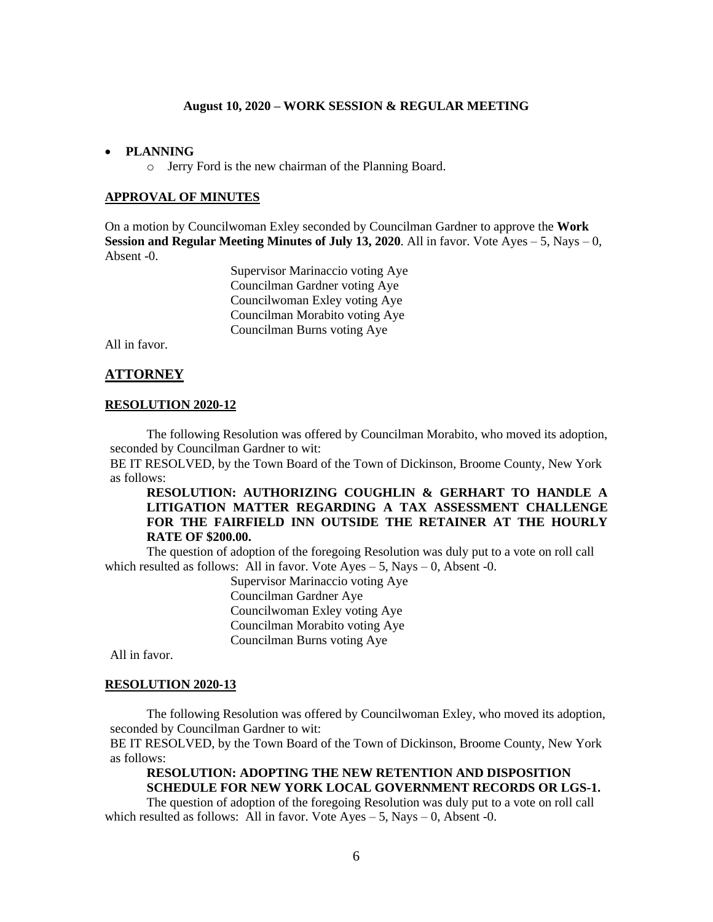**August 10, 2020 – WORK SESSION & REGULAR MEETING**

- **PLANNING**
  - Jerry Ford is the new chairman of the Planning Board.

## APPROVAL OF MINUTES

On a motion by Councilwoman Exley seconded by Councilman Gardner to approve the **Work Session and Regular Meeting Minutes of July 13, 2020**. All in favor. Vote Ayes – 5, Nays – 0, Absent -0.

Supervisor Marinaccio voting Aye
Councilman Gardner voting Aye
Councilwoman Exley voting Aye
Councilman Morabito voting Aye
Councilman Burns voting Aye

All in favor.

## ATTORNEY

### RESOLUTION 2020-12

The following Resolution was offered by Councilman Morabito, who moved its adoption, seconded by Councilman Gardner to wit:

BE IT RESOLVED, by the Town Board of the Town of Dickinson, Broome County, New York as follows:

**RESOLUTION: AUTHORIZING COUGHLIN & GERHART TO HANDLE A LITIGATION MATTER REGARDING A TAX ASSESSMENT CHALLENGE FOR THE FAIRFIELD INN OUTSIDE THE RETAINER AT THE HOURLY RATE OF $200.00.**

The question of adoption of the foregoing Resolution was duly put to a vote on roll call which resulted as follows: All in favor. Vote Ayes – 5, Nays – 0, Absent -0.

Supervisor Marinaccio voting Aye
Councilman Gardner Aye
Councilwoman Exley voting Aye
Councilman Morabito voting Aye
Councilman Burns voting Aye

All in favor.

### RESOLUTION 2020-13

The following Resolution was offered by Councilwoman Exley, who moved its adoption, seconded by Councilman Gardner to wit:

BE IT RESOLVED, by the Town Board of the Town of Dickinson, Broome County, New York as follows:

**RESOLUTION: ADOPTING THE NEW RETENTION AND DISPOSITION SCHEDULE FOR NEW YORK LOCAL GOVERNMENT RECORDS OR LGS-1.**

The question of adoption of the foregoing Resolution was duly put to a vote on roll call which resulted as follows: All in favor. Vote Ayes – 5, Nays – 0, Absent -0.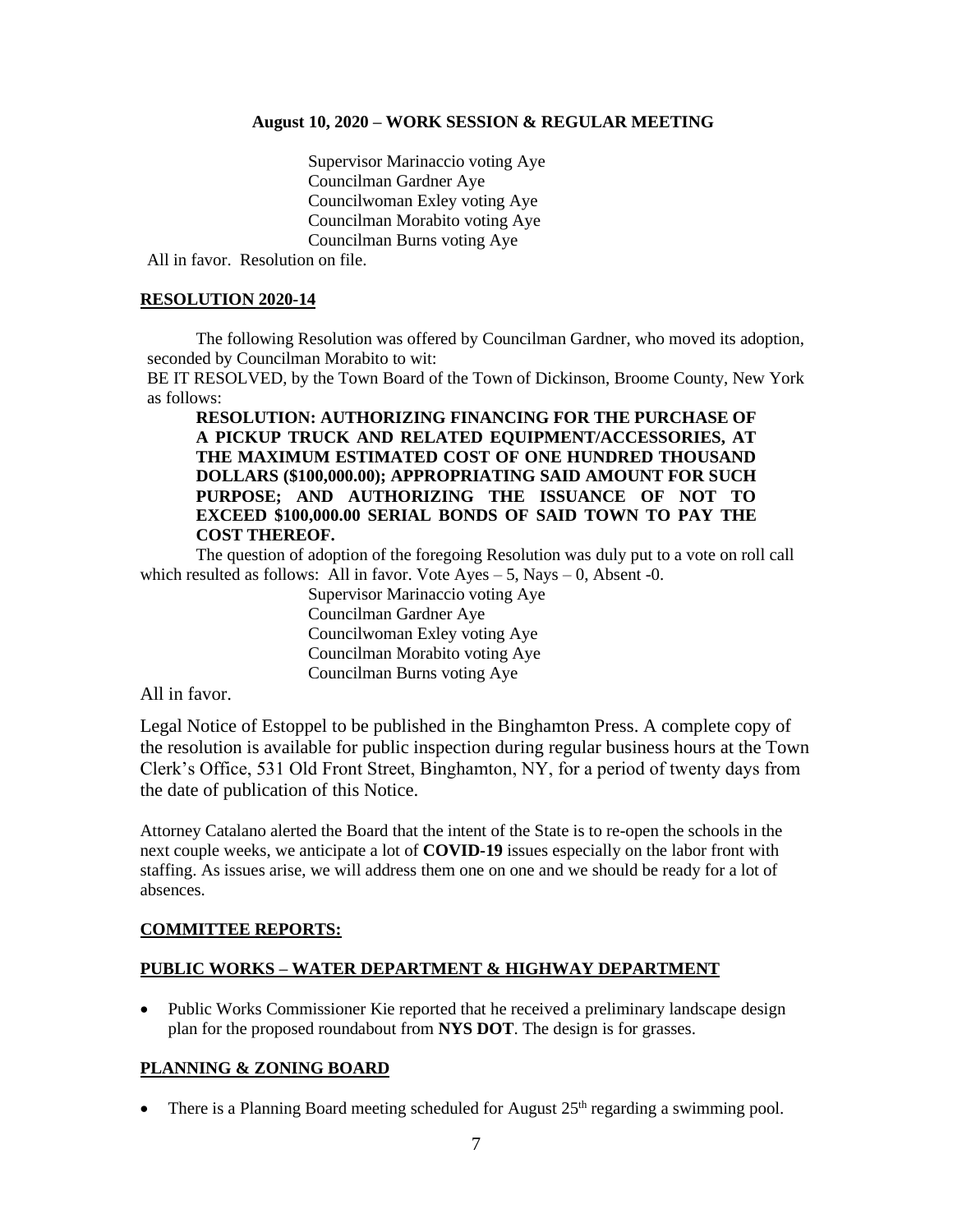Supervisor Marinaccio voting Aye
Councilman Gardner Aye
Councilwoman Exley voting Aye
Councilman Morabito voting Aye
Councilman Burns voting Aye

All in favor. Resolution on file.

**RESOLUTION 2020-14**

The following Resolution was offered by Councilman Gardner, who moved its adoption, seconded by Councilman Morabito to wit:

BE IT RESOLVED, by the Town Board of the Town of Dickinson, Broome County, New York as follows:

**RESOLUTION: AUTHORIZING FINANCING FOR THE PURCHASE OF A PICKUP TRUCK AND RELATED EQUIPMENT/ACCESSORIES, AT THE MAXIMUM ESTIMATED COST OF ONE HUNDRED THOUSAND DOLLARS ($100,000.00); APPROPRIATING SAID AMOUNT FOR SUCH PURPOSE; AND AUTHORIZING THE ISSUANCE OF NOT TO EXCEED $100,000.00 SERIAL BONDS OF SAID TOWN TO PAY THE COST THEREOF.**

The question of adoption of the foregoing Resolution was duly put to a vote on roll call which resulted as follows: All in favor. Vote Ayes – 5, Nays – 0, Absent -0.

Supervisor Marinaccio voting Aye
Councilman Gardner Aye
Councilwoman Exley voting Aye
Councilman Morabito voting Aye
Councilman Burns voting Aye

All in favor.

Legal Notice of Estoppel to be published in the Binghamton Press. A complete copy of the resolution is available for public inspection during regular business hours at the Town Clerk's Office, 531 Old Front Street, Binghamton, NY, for a period of twenty days from the date of publication of this Notice.

Attorney Catalano alerted the Board that the intent of the State is to re-open the schools in the next couple weeks, we anticipate a lot of **COVID-19** issues especially on the labor front with staffing. As issues arise, we will address them one on one and we should be ready for a lot of absences.

**COMMITTEE REPORTS:**

**PUBLIC WORKS – WATER DEPARTMENT & HIGHWAY DEPARTMENT**

- Public Works Commissioner Kie reported that he received a preliminary landscape design plan for the proposed roundabout from **NYS DOT**. The design is for grasses.

**PLANNING & ZONING BOARD**

- There is a Planning Board meeting scheduled for August 25th regarding a swimming pool.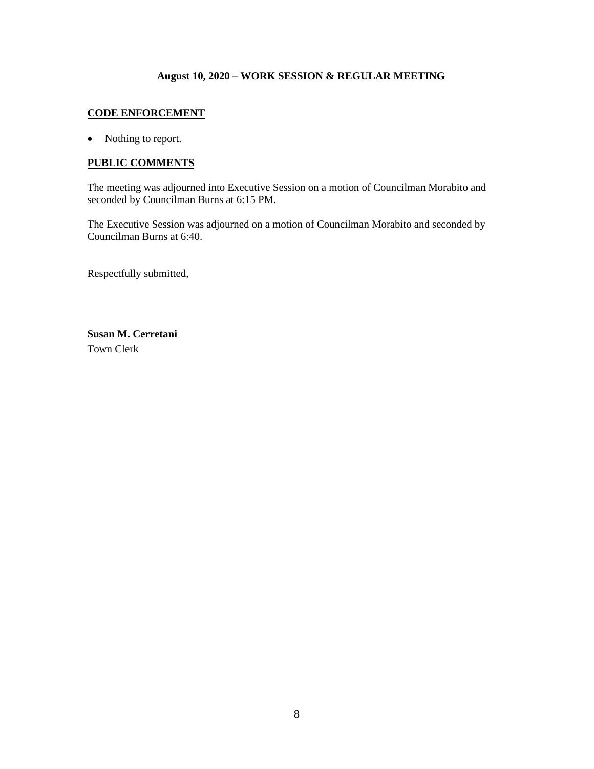**August 10, 2020 – WORK SESSION & REGULAR MEETING**

**CODE ENFORCEMENT**

- Nothing to report.

**PUBLIC COMMENTS**

The meeting was adjourned into Executive Session on a motion of Councilman Morabito and seconded by Councilman Burns at 6:15 PM.

The Executive Session was adjourned on a motion of Councilman Morabito and seconded by Councilman Burns at 6:40.

Respectfully submitted,

**Susan M. Cerretani**
Town Clerk